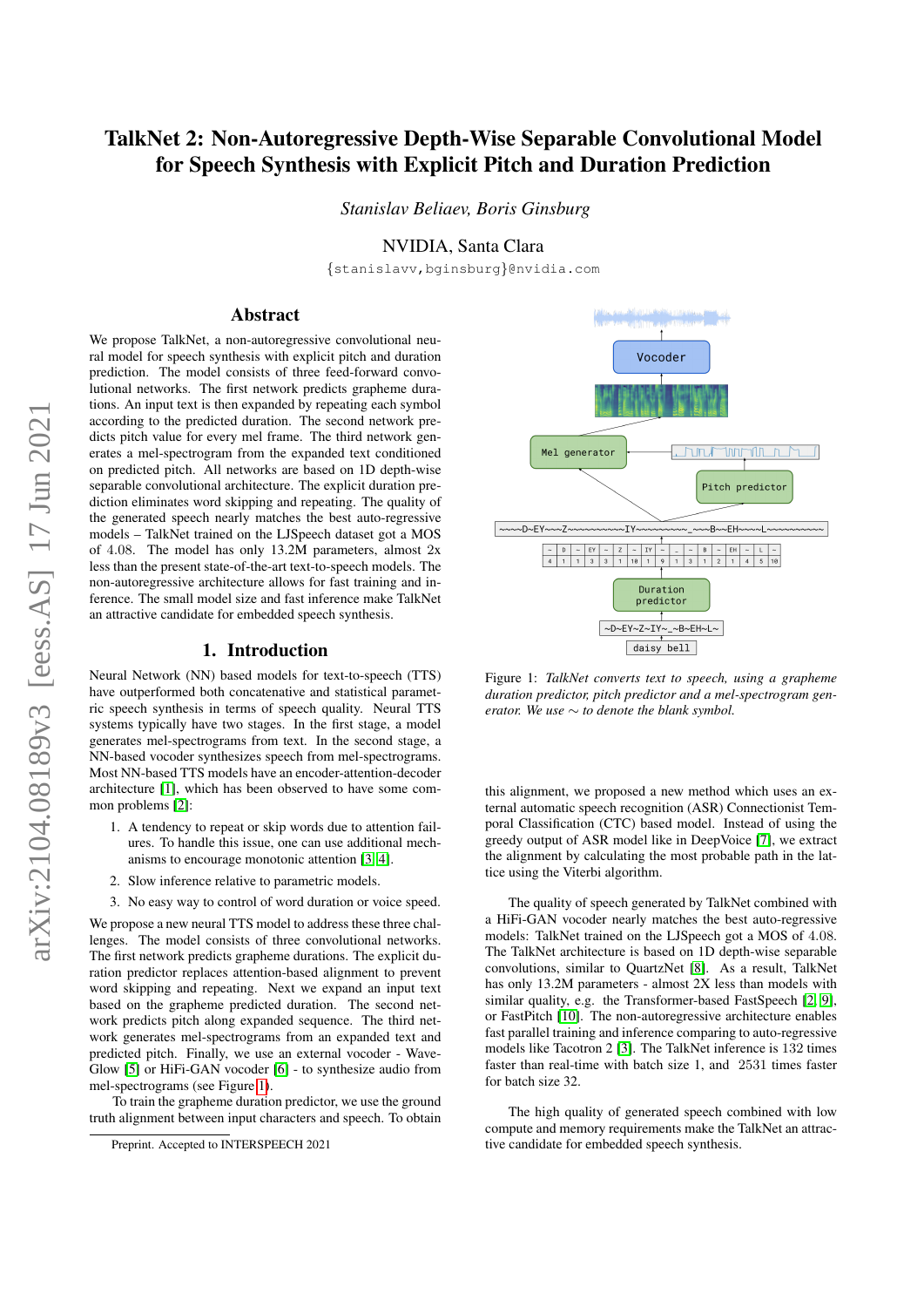# TalkNet 2: Non-Autoregressive Depth-Wise Separable Convolutional Model for Speech Synthesis with Explicit Pitch and Duration Prediction

*Stanislav Beliaev, Boris Ginsburg*

NVIDIA, Santa Clara

{stanislavv,bginsburg}@nvidia.com

## Abstract

We propose TalkNet, a non-autoregressive convolutional neural model for speech synthesis with explicit pitch and duration prediction. The model consists of three feed-forward convolutional networks. The first network predicts grapheme durations. An input text is then expanded by repeating each symbol according to the predicted duration. The second network predicts pitch value for every mel frame. The third network generates a mel-spectrogram from the expanded text conditioned on predicted pitch. All networks are based on 1D depth-wise separable convolutional architecture. The explicit duration prediction eliminates word skipping and repeating. The quality of the generated speech nearly matches the best auto-regressive models – TalkNet trained on the LJSpeech dataset got a MOS of 4.08. The model has only 13.2M parameters, almost 2x less than the present state-of-the-art text-to-speech models. The non-autoregressive architecture allows for fast training and inference. The small model size and fast inference make TalkNet an attractive candidate for embedded speech synthesis.

## 1. Introduction

Neural Network (NN) based models for text-to-speech (TTS) have outperformed both concatenative and statistical parametric speech synthesis in terms of speech quality. Neural TTS systems typically have two stages. In the first stage, a model generates mel-spectrograms from text. In the second stage, a NN-based vocoder synthesizes speech from mel-spectrograms. Most NN-based TTS models have an encoder-attention-decoder architecture [1], which has been observed to have some common problems [2]:

1. A tendency to repeat or skip words due to attention failures. To handle this issue, one can use additional mechanisms to encourage monotonic attention [3, 4].
2. Slow inference relative to parametric models.
3. No easy way to control of word duration or voice speed.

We propose a new neural TTS model to address these three challenges. The model consists of three convolutional networks. The first network predicts grapheme durations. The explicit duration predictor replaces attention-based alignment to prevent word skipping and repeating. Next we expand an input text based on the grapheme predicted duration. The second network predicts pitch along expanded sequence. The third network generates mel-spectrograms from an expanded text and predicted pitch. Finally, we use an external vocoder - WaveGlow [5] or HiFi-GAN vocoder [6] - to synthesize audio from mel-spectrograms (see Figure 1).

To train the grapheme duration predictor, we use the ground truth alignment between input characters and speech. To obtain this alignment, we proposed a new method which uses an external automatic speech recognition (ASR) Connectionist Temporal Classification (CTC) based model. Instead of using the greedy output of ASR model like in DeepVoice [7], we extract the alignment by calculating the most probable path in the lattice using the Viterbi algorithm.

Figure 1: *TalkNet converts text to speech, using a grapheme duration predictor, pitch predictor and a mel-spectrogram generator. We use ∼ to denote the blank symbol.*

The quality of speech generated by TalkNet combined with a HiFi-GAN vocoder nearly matches the best auto-regressive models: TalkNet trained on the LJSpeech got a MOS of 4.08. The TalkNet architecture is based on 1D depth-wise separable convolutions, similar to QuartzNet [8]. As a result, TalkNet has only 13.2M parameters - almost 2X less than models with similar quality, e.g. the Transformer-based FastSpeech [2, 9], or FastPitch [10]. The non-autoregressive architecture enables fast parallel training and inference comparing to auto-regressive models like Tacotron 2 [3]. The TalkNet inference is 132 times faster than real-time with batch size 1, and 2531 times faster for batch size 32.

The high quality of generated speech combined with low compute and memory requirements make the TalkNet an attractive candidate for embedded speech synthesis.

Preprint. Accepted to INTERSPEECH 2021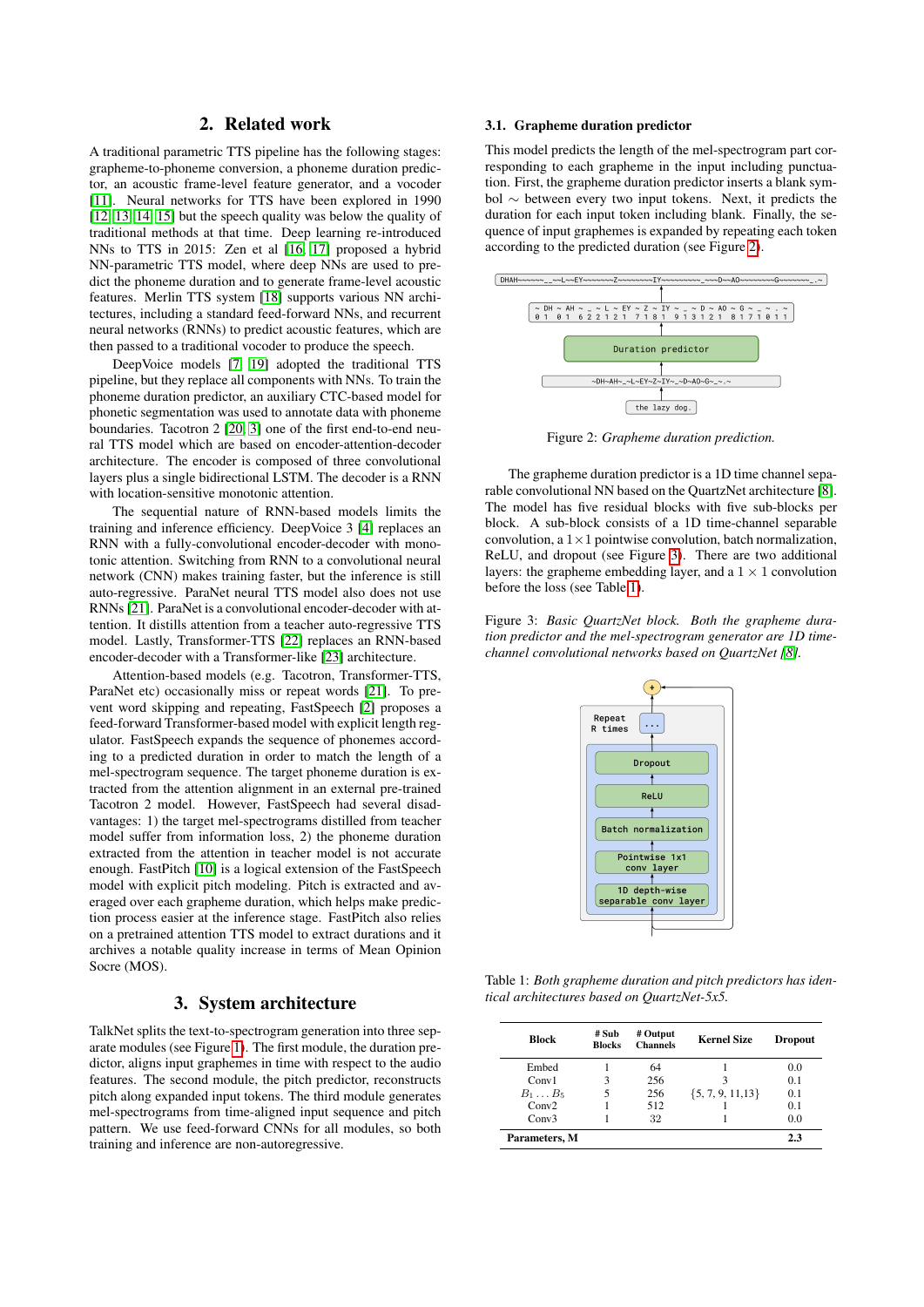## 2. Related work

A traditional parametric TTS pipeline has the following stages: grapheme-to-phoneme conversion, a phoneme duration predictor, an acoustic frame-level feature generator, and a vocoder [11]. Neural networks for TTS have been explored in 1990 [12, 13, 14, 15] but the speech quality was below the quality of traditional methods at that time. Deep learning re-introduced NNs to TTS in 2015: Zen et al [16, 17] proposed a hybrid NN-parametric TTS model, where deep NNs are used to predict the phoneme duration and to generate frame-level acoustic features. Merlin TTS system [18] supports various NN architectures, including a standard feed-forward NNs, and recurrent neural networks (RNNs) to predict acoustic features, which are then passed to a vocoder to produce the speech.

DeepVoice models [7, 19] adopted the traditional TTS pipeline, but they replace all components with NNs. To train the phoneme duration predictor, an auxiliary CTC-based model for phonetic segmentation was used to annotate data with phoneme boundaries. Tacotron 2 [20, 3] one of the first end-to-end neural TTS model which are based on encoder-attention-decoder architecture. The encoder is composed of three convolutional layers plus a single bidirectional LSTM. The decoder is a RNN with location-sensitive monotonic attention.

The sequential nature of RNN-based models limits the training and inference efficiency. DeepVoice 3 [4] replaces an RNN with a fully-convolutional encoder-decoder with monotonic attention. Switching from RNN to a convolutional neural network (CNN) makes training faster, but the inference is still auto-regressive. ParaNet neural TTS model also does not use RNNs [21]. ParaNet is a convolutional encoder-decoder with attention. It distills attention from a teacher auto-regressive TTS model. Lastly, Transformer-TTS [22] replaces an RNN-based encoder-decoder with a Transformer-like [23] architecture.

Attention-based models (e.g. Tacotron, Transformer-TTS, ParaNet etc) occasionally miss or repeat words [21]. To prevent word skipping and repeating, FastSpeech [2] proposes a feed-forward Transformer-based model with explicit length regulator. FastSpeech expands the sequence of phonemes according to a predicted duration in order to match the length of a mel-spectrogram sequence. The target phoneme duration is extracted from the attention alignment in an external pre-trained Tacotron 2 model. However, FastSpeech had several disadvantages: 1) the target mel-spectrograms distilled from teacher model suffer from information loss, 2) the phoneme duration extracted from the attention in teacher model is not accurate enough. FastPitch [10] is a logical extension of the FastSpeech model with explicit pitch modeling. Pitch is extracted and averaged over each grapheme duration, which helps make prediction process easier at the inference stage. FastPitch also relies on a pretrained attention TTS model to extract durations and archives a notable quality increase in terms of Mean Opinion Socre (MOS).

## 3. System architecture

TalkNet splits the text-to-spectrogram generation into three separate modules (see Figure 1). The first module, the duration predictor, aligns input graphemes in time with respect to the audio features. The second module, the pitch predictor, reconstructs pitch along expanded input tokens. The third module generates mel-spectrograms from time-aligned input sequence and pitch pattern. We use feed-forward CNNs for all modules, so both training and inference are non-autoregressive.

### 3.1. Grapheme duration predictor

This model predicts the length of the mel-spectrogram part corresponding to each grapheme in the input including punctuation. First, the grapheme duration predictor inserts a blank symbol $\sim$ between every two input tokens. Next, it predicts the duration for each input token including blank. Finally, the sequence of input graphemes is expanded by repeating each token according to the predicted duration (see Figure 2).

Figure 2: *Grapheme duration prediction.*

The grapheme duration predictor is a 1D time channel separable convolutional NN based on the QuartzNet architecture [8]. The model has five residual blocks with five sub-blocks per block. A sub-block consists of a 1D time-channel separable convolution, a $1\times1$ pointwise convolution, batch normalization, ReLU, and dropout (see Figure 3). There are two additional layers: the grapheme embedding layer, and a $1 \times 1$ convolution before the loss (see Table 1).

Figure 3: *Basic QuartzNet block. Both the grapheme duration predictor and the mel-spectrogram generator are 1D time-channel convolutional networks based on QuartzNet [8].*

Table 1: *Both grapheme duration and pitch predictors has identical architectures based on QuartzNet-5x5.*

| Block | # Sub Blocks | # Output Channels | Kernel Size | Dropout |
|---|---|---|---|---|
| Embed | 1 | 64 | 1 | 0.0 |
| Conv1 | 3 | 256 | 3 | 0.1 |
| $B_1 \dots B_5$ | 5 | 256 | {5, 7, 9, 11,13} | 0.1 |
| Conv2 | 1 | 512 | 1 | 0.1 |
| Conv3 | 1 | 32 | 1 | 0.0 |
| **Parameters, M** | | | | **2.3** |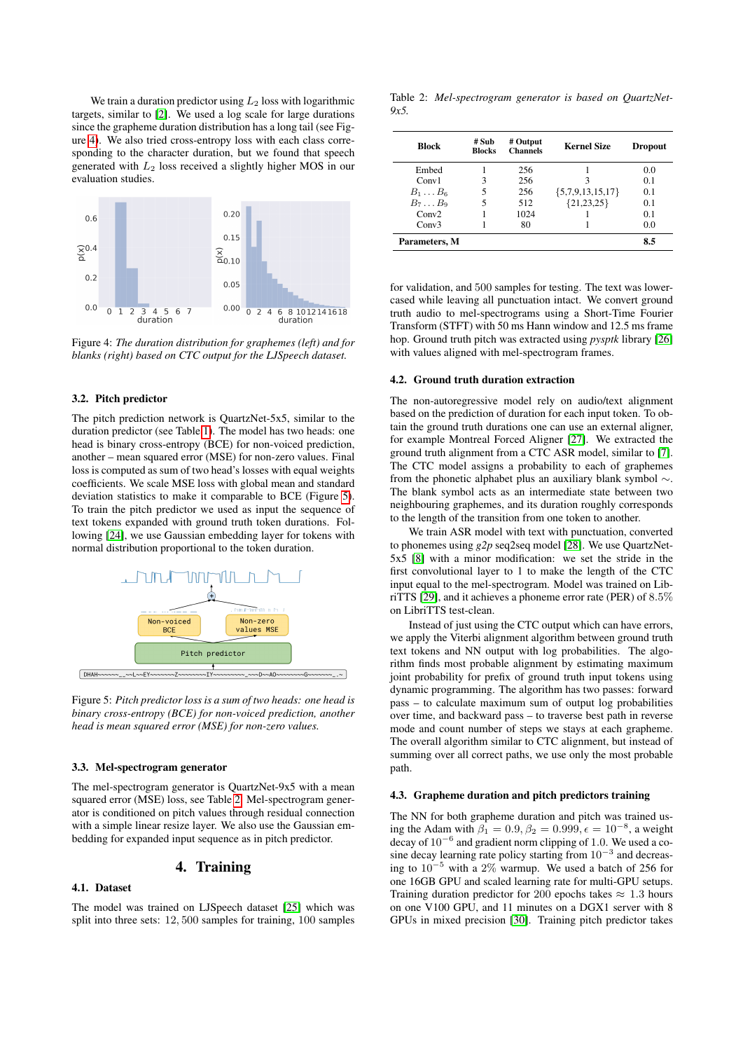We train a duration predictor using $L_2$ loss with logarithmic targets, similar to [2]. We used a log scale for large durations since the grapheme duration distribution has a long tail (see Figure 4). We also tried cross-entropy loss with each class corresponding to the character duration, but we found that speech generated with $L_2$ loss received a slightly higher MOS in our evaluation studies.

Figure 4: *The duration distribution for graphemes (left) and for blanks (right) based on CTC output for the LJSpeech dataset.*

### 3.2. Pitch predictor

The pitch prediction network is QuartzNet-5x5, similar to the duration predictor (see Table 1). The model has two heads: one head is binary cross-entropy (BCE) for non-voiced prediction, another – mean squared error (MSE) for non-zero values. Final loss is computed as sum of two head's losses with equal weights coefficients. We scale MSE loss with global mean and standard deviation statistics to make it comparable to BCE (Figure 5). To train the pitch predictor we used as input the sequence of text tokens expanded with ground truth token durations. Following [24], we use Gaussian embedding layer for tokens with normal distribution proportional to the token duration.

Figure 5: *Pitch predictor loss is a sum of two heads: one head is binary cross-entropy (BCE) for non-voiced prediction, another head is mean squared error (MSE) for non-zero values.*

### 3.3. Mel-spectrogram generator

The mel-spectrogram generator is QuartzNet-9x5 with a mean squared error (MSE) loss, see Table 2. Mel-spectrogram generator is conditioned on pitch values through residual connection with a simple linear resize layer. We also use the Gaussian embedding for expanded input sequence as in pitch predictor.

## 4. Training

### 4.1. Dataset

The model was trained on LJSpeech dataset [25] which was split into three sets: 12,500 samples for training, 100 samples for validation, and 500 samples for testing. The text was lowercased while leaving all punctuation intact. We convert ground truth audio to mel-spectrograms using a Short-Time Fourier Transform (STFT) with 50 ms Hann window and 12.5 ms frame hop. Ground truth pitch was extracted using *pysptk* library [26] with values aligned with mel-spectrogram frames.

Table 2: *Mel-spectrogram generator is based on QuartzNet-9x5.*

| Block | # Sub Blocks | # Output Channels | Kernel Size | Dropout |
|---|---|---|---|---|
| Embed | 1 | 256 | 1 | 0.0 |
| Conv1 | 3 | 256 | 3 | 0.1 |
| $B_1 \dots B_6$ | 5 | 256 | {5,7,9,13,15,17} | 0.1 |
| $B_7 \dots B_9$ | 5 | 512 | {21,23,25} | 0.1 |
| Conv2 | 1 | 1024 | 1 | 0.1 |
| Conv3 | 1 | 80 | 1 | 0.0 |
| **Parameters, M** | | | | **8.5** |

### 4.2. Ground truth duration extraction

The non-autoregressive model rely on audio/text alignment based on the prediction of duration for each input token. To obtain the ground truth durations one can use an external aligner, for example Montreal Forced Aligner [27]. We extracted the ground truth alignment from a CTC ASR model, similar to [7]. The CTC model assigns a probability to each of graphemes from the phonetic alphabet plus an auxiliary blank symbol $\sim$. The blank symbol acts as an intermediate state between two neighbouring graphemes, and its duration roughly corresponds to the length of the transition from one token to another.

We train ASR model with text with punctuation, converted to phonemes using *g2p* seq2seq model [28]. We use QuartzNet-5x5 [8] with a minor modification: we set the stride in the first convolutional layer to 1 to make the length of the CTC input equal to the mel-spectrogram. Model was trained on LibriTTS [29], and it achieves a phoneme error rate (PER) of 8.5% on LibriTTS test-clean.

Instead of just using the CTC output which can have errors, we apply the Viterbi alignment algorithm between ground truth text tokens and NN output with log probabilities. The algorithm finds most probable alignment by estimating maximum joint probability for prefix of ground truth input tokens using dynamic programming. The algorithm has two passes: forward pass – to calculate maximum sum of output log probabilities over time, and backward pass – to traverse best path in reverse mode and count number of steps we stays at each grapheme. The overall algorithm similar to CTC alignment, but instead of summing over all correct paths, we use only the most probable path.

### 4.3. Grapheme duration and pitch predictors training

The NN for both grapheme duration and pitch was trained using the Adam with $\beta_1 = 0.9, \beta_2 = 0.999, \epsilon = 10^{-8}$, a weight decay of $10^{-6}$ and gradient norm clipping of 1.0. We used a cosine decay learning rate policy starting from $10^{-3}$ and decreasing to $10^{-5}$ with a 2% warmup. We used a batch of 256 for one 16GB GPU and scaled learning rate for multi-GPU setups. Training duration predictor for 200 epochs takes $\approx$ 1.3 hours on one V100 GPU, and 11 minutes on a DGX1 server with 8 GPUs in mixed precision [30]. Training pitch predictor takes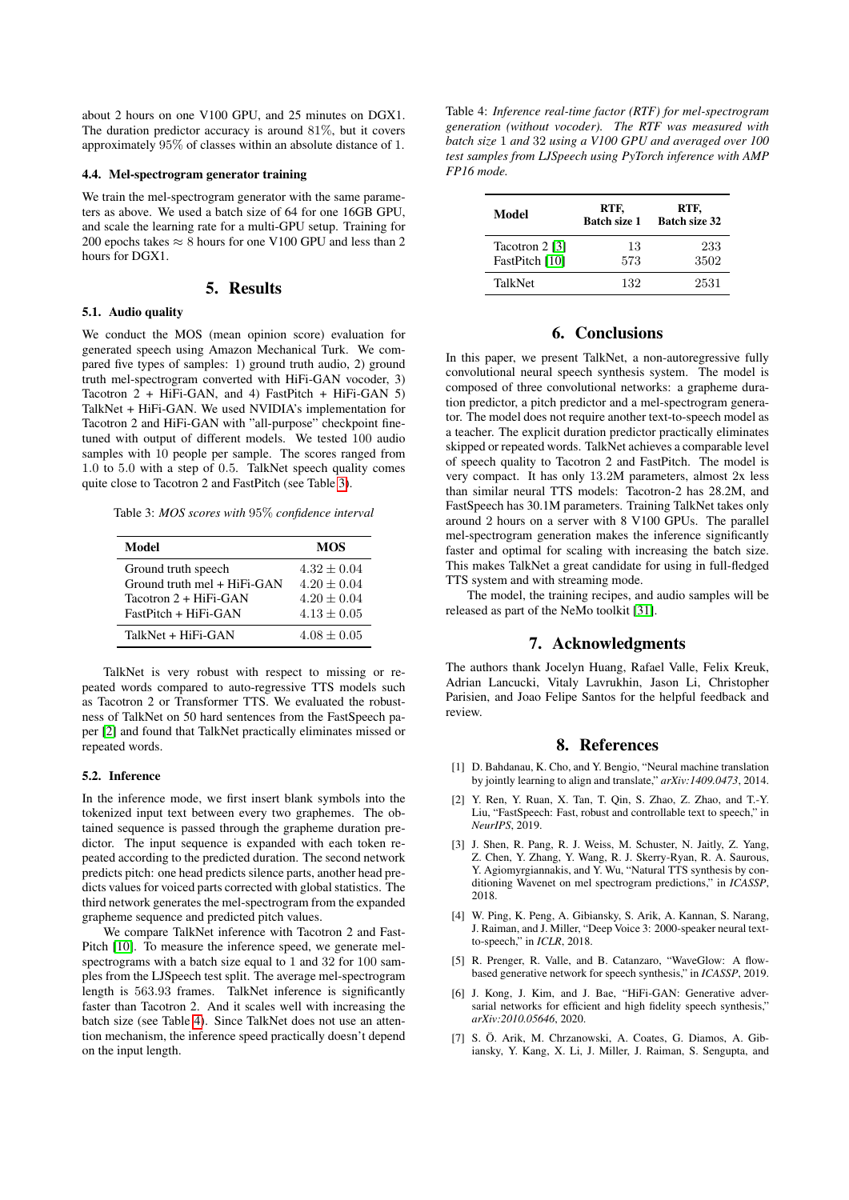about 2 hours on one V100 GPU, and 25 minutes on DGX1. The duration predictor accuracy is around 81%, but it covers approximately 95% of classes within an absolute distance of 1.

### 4.4. Mel-spectrogram generator training

We train the mel-spectrogram generator with the same parameters as above. We used a batch size of 64 for one 16GB GPU, and scale the learning rate for a multi-GPU setup. Training for 200 epochs takes $\approx 8$ hours for one V100 GPU and less than 2 hours for DGX1.

## 5. Results

### 5.1. Audio quality

We conduct the MOS (mean opinion score) evaluation for generated speech using Amazon Mechanical Turk. We compared five types of samples: 1) ground truth audio, 2) ground truth mel-spectrogram converted with HiFi-GAN vocoder, 3) Tacotron 2 + HiFi-GAN, and 4) FastPitch + HiFi-GAN 5) TalkNet + HiFi-GAN. We used NVIDIA's implementation for Tacotron 2 and HiFi-GAN with "all-purpose" checkpoint finetuned with output of different models. We tested 100 audio samples with 10 people per sample. The scores ranged from 1.0 to 5.0 with a step of 0.5. TalkNet speech quality comes quite close to Tacotron 2 and FastPitch (see Table 3).

Table 3: *MOS scores with* 95% *confidence interval*

| Model | MOS |
|---|---|
| Ground truth speech | $4.32 \pm 0.04$ |
| Ground truth mel + HiFi-GAN | $4.20 \pm 0.04$ |
| Tacotron 2 + HiFi-GAN | $4.20 \pm 0.04$ |
| FastPitch + HiFi-GAN | $4.13 \pm 0.05$ |
| TalkNet + HiFi-GAN | $4.08 \pm 0.05$ |

TalkNet is very robust with respect to missing or repeated words compared to auto-regressive TTS models such as Tacotron 2 or Transformer TTS. We evaluated the robustness of TalkNet on 50 hard sentences from the FastSpeech paper [2] and found that TalkNet practically eliminates missed or repeated words.

### 5.2. Inference

In the inference mode, we first insert blank symbols into the tokenized input text between every two graphemes. The obtained sequence is passed through the grapheme duration predictor. The input sequence is expanded with each token repeated according to the predicted duration. The second network predicts pitch: one head predicts silence parts, another head predicts values for voiced parts corrected with global statistics. The third network generates the mel-spectrogram from the expanded grapheme sequence and predicted pitch values.

We compare TalkNet inference with Tacotron 2 and FastPitch [10]. To measure the inference speed, we generate mel-spectrograms with a batch size equal to 1 and 32 for 100 samples from the LJSpeech test split. The average mel-spectrogram length is 563.93 frames. TalkNet inference is significantly faster than Tacotron 2. And it scales well with increasing the batch size (see Table 4). Since TalkNet does not use an attention mechanism, the inference speed practically doesn't depend on the input length.

Table 4: *Inference real-time factor (RTF) for mel-spectrogram generation (without vocoder). The RTF was measured with batch size* 1 *and* 32 *using a V100 GPU and averaged over 100 test samples from LJSpeech using PyTorch inference with AMP FP16 mode.*

| Model | RTF, Batch size 1 | RTF, Batch size 32 |
|---|---|---|
| Tacotron 2 [3] | 13 | 233 |
| FastPitch [10] | 573 | 3502 |
| TalkNet | 132 | 2531 |

## 6. Conclusions

In this paper, we present TalkNet, a non-autoregressive fully convolutional neural speech synthesis system. The model is composed of three convolutional networks: a grapheme duration predictor, a pitch predictor and a mel-spectrogram generator. The model does not require another text-to-speech model as a teacher. The explicit duration predictor practically eliminates skipped or repeated words. TalkNet achieves a comparable level of speech quality to Tacotron 2 and FastPitch. The model is very compact. It has only 13.2M parameters, almost 2x less than similar neural TTS models: Tacotron-2 has 28.2M, and FastSpeech has 30.1M parameters. Training TalkNet takes only around 2 hours on a server with 8 V100 GPUs. The parallel mel-spectrogram generation makes the inference significantly faster and optimal for scaling with increasing the batch size. This makes TalkNet a great candidate for using in full-fledged TTS system and with streaming mode.

The model, the training recipes, and audio samples will be released as part of the NeMo toolkit [31].

## 7. Acknowledgments

The authors thank Jocelyn Huang, Rafael Valle, Felix Kreuk, Adrian Lancucki, Vitaly Lavrukhin, Jason Li, Christopher Parisien, and Joao Felipe Santos for the helpful feedback and review.

## 8. References

[1] D. Bahdanau, K. Cho, and Y. Bengio, "Neural machine translation by jointly learning to align and translate," *arXiv:1409.0473*, 2014.

[2] Y. Ren, Y. Ruan, X. Tan, T. Qin, S. Zhao, Z. Zhao, and T.-Y. Liu, "FastSpeech: Fast, robust and controllable text to speech," in *NeurIPS*, 2019.

[3] J. Shen, R. Pang, R. J. Weiss, M. Schuster, N. Jaitly, Z. Yang, Z. Chen, Y. Zhang, Y. Wang, R. J. Skerry-Ryan, R. A. Saurous, Y. Agiomyrgiannakis, and Y. Wu, "Natural TTS synthesis by conditioning Wavenet on mel spectrogram predictions," in *ICASSP*, 2018.

[4] W. Ping, K. Peng, A. Gibiansky, S. Arik, A. Kannan, S. Narang, J. Raiman, and J. Miller, "Deep Voice 3: 2000-speaker neural text-to-speech," in *ICLR*, 2018.

[5] R. Prenger, R. Valle, and B. Catanzaro, "WaveGlow: A flow-based generative network for speech synthesis," in *ICASSP*, 2019.

[6] J. Kong, J. Kim, and J. Bae, "HiFi-GAN: Generative adversarial networks for efficient and high fidelity speech synthesis," *arXiv:2010.05646*, 2020.

[7] S. Ö. Arik, M. Chrzanowski, A. Coates, G. Diamos, A. Gibiansky, Y. Kang, X. Li, J. Miller, J. Raiman, S. Sengupta, and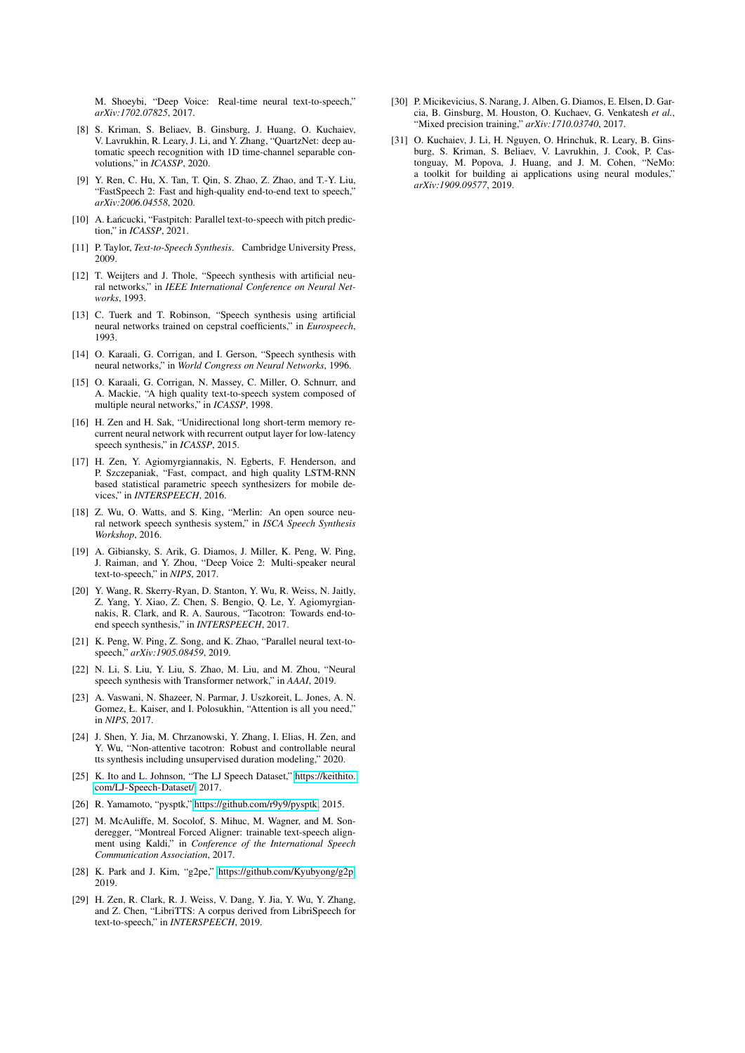M. Shoeybi, "Deep Voice: Real-time neural text-to-speech," *arXiv:1702.07825*, 2017.

[8] S. Kriman, S. Beliaev, B. Ginsburg, J. Huang, O. Kuchaiev, V. Lavrukhin, R. Leary, J. Li, and Y. Zhang, "QuartzNet: deep automatic speech recognition with 1D time-channel separable convolutions," in *ICASSP*, 2020.

[9] Y. Ren, C. Hu, X. Tan, T. Qin, S. Zhao, Z. Zhao, and T.-Y. Liu, "FastSpeech 2: Fast and high-quality end-to-end text to speech," *arXiv:2006.04558*, 2020.

[10] A. Łańcucki, "Fastpitch: Parallel text-to-speech with pitch prediction," in *ICASSP*, 2021.

[11] P. Taylor, *Text-to-Speech Synthesis*. Cambridge University Press, 2009.

[12] T. Weijters and J. Thole, "Speech synthesis with artificial neural networks," in *IEEE International Conference on Neural Networks*, 1993.

[13] C. Tuerk and T. Robinson, "Speech synthesis using artificial neural networks trained on cepstral coefficients," in *Eurospeech*, 1993.

[14] O. Karaali, G. Corrigan, and I. Gerson, "Speech synthesis with neural networks," in *World Congress on Neural Networks*, 1996.

[15] O. Karaali, G. Corrigan, N. Massey, C. Miller, O. Schnurr, and A. Mackie, "A high quality text-to-speech system composed of multiple neural networks," in *ICASSP*, 1998.

[16] H. Zen and H. Sak, "Unidirectional long short-term memory recurrent neural network with recurrent output layer for low-latency speech synthesis," in *ICASSP*, 2015.

[17] H. Zen, Y. Agiomyrgiannakis, N. Egberts, F. Henderson, and P. Szczepaniak, "Fast, compact, and high quality LSTM-RNN based statistical parametric speech synthesizers for mobile devices," in *INTERSPEECH*, 2016.

[18] Z. Wu, O. Watts, and S. King, "Merlin: An open source neural network speech synthesis system," in *ISCA Speech Synthesis Workshop*, 2016.

[19] A. Gibiansky, S. Arik, G. Diamos, J. Miller, K. Peng, W. Ping, J. Raiman, and Y. Zhou, "Deep Voice 2: Multi-speaker neural text-to-speech," in *NIPS*, 2017.

[20] Y. Wang, R. Skerry-Ryan, D. Stanton, Y. Wu, R. Weiss, N. Jaitly, Z. Yang, Y. Xiao, Z. Chen, S. Bengio, Q. Le, Y. Agiomyrgiannakis, R. Clark, and R. A. Saurous, "Tacotron: Towards end-to-end speech synthesis," in *INTERSPEECH*, 2017.

[21] K. Peng, W. Ping, Z. Song, and K. Zhao, "Parallel neural text-to-speech," *arXiv:1905.08459*, 2019.

[22] N. Li, S. Liu, Y. Liu, S. Zhao, M. Liu, and M. Zhou, "Neural speech synthesis with Transformer network," in *AAAI*, 2019.

[23] A. Vaswani, N. Shazeer, N. Parmar, J. Uszkoreit, L. Jones, A. N. Gomez, Ł. Kaiser, and I. Polosukhin, "Attention is all you need," in *NIPS*, 2017.

[24] J. Shen, Y. Jia, M. Chrzanowski, Y. Zhang, I. Elias, H. Zen, and Y. Wu, "Non-attentive tacotron: Robust and controllable neural tts synthesis including unsupervised duration modeling," 2020.

[25] K. Ito and L. Johnson, "The LJ Speech Dataset," https://keithito.com/LJ-Speech-Dataset/, 2017.

[26] R. Yamamoto, "pysptk," https://github.com/r9y9/pysptk, 2015.

[27] M. McAuliffe, M. Socolof, S. Mihuc, M. Wagner, and M. Sonderegger, "Montreal Forced Aligner: trainable text-speech alignment using Kaldi," in *Conference of the International Speech Communication Association*, 2017.

[28] K. Park and J. Kim, "g2pe," https://github.com/Kyubyong/g2p, 2019.

[29] H. Zen, R. Clark, R. J. Weiss, V. Dang, Y. Jia, Y. Wu, Y. Zhang, and Z. Chen, "LibriTTS: A corpus derived from LibriSpeech for text-to-speech," in *INTERSPEECH*, 2019.

[30] P. Micikevicius, S. Narang, J. Alben, G. Diamos, E. Elsen, D. Garcia, B. Ginsburg, M. Houston, O. Kuchaev, G. Venkatesh *et al.*, "Mixed precision training," *arXiv:1710.03740*, 2017.

[31] O. Kuchaiev, J. Li, H. Nguyen, O. Hrinchuk, R. Leary, B. Ginsburg, S. Kriman, S. Beliaev, V. Lavrukhin, J. Cook, P. Castonguay, M. Popova, J. Huang, and J. M. Cohen, "NeMo: a toolkit for building ai applications using neural modules," *arXiv:1909.09577*, 2019.